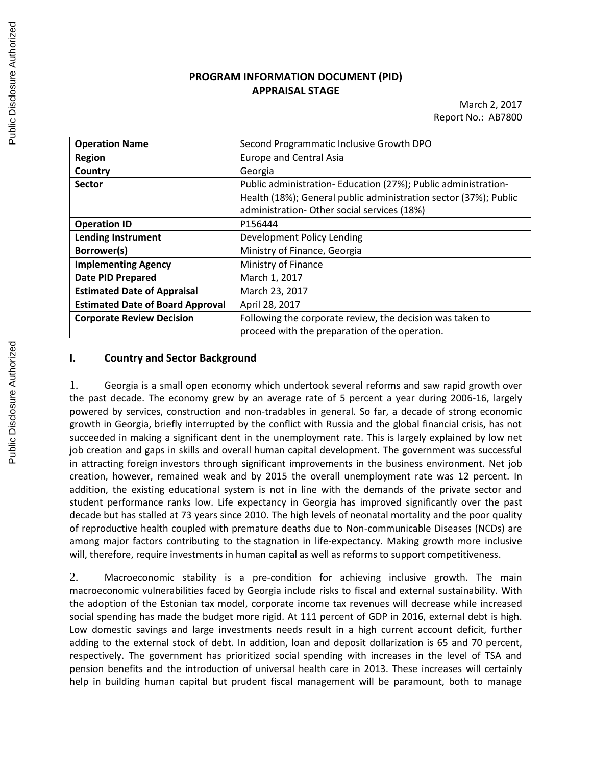**PROGRAM INFORMATION DOCUMENT (PID)**
**APPRAISAL STAGE**

March 2, 2017
Report No.: AB7800

| **Operation Name** | Second Programmatic Inclusive Growth DPO |
|---|---|
| **Region** | Europe and Central Asia |
| **Country** | Georgia |
| **Sector** | Public administration- Education (27%); Public administration- Health (18%); General public administration sector (37%); Public administration- Other social services (18%) |
| **Operation ID** | P156444 |
| **Lending Instrument** | Development Policy Lending |
| **Borrower(s)** | Ministry of Finance, Georgia |
| **Implementing Agency** | Ministry of Finance |
| **Date PID Prepared** | March 1, 2017 |
| **Estimated Date of Appraisal** | March 23, 2017 |
| **Estimated Date of Board Approval** | April 28, 2017 |
| **Corporate Review Decision** | Following the corporate review, the decision was taken to proceed with the preparation of the operation. |

## I. Country and Sector Background

1. Georgia is a small open economy which undertook several reforms and saw rapid growth over the past decade. The economy grew by an average rate of 5 percent a year during 2006-16, largely powered by services, construction and non-tradables in general. So far, a decade of strong economic growth in Georgia, briefly interrupted by the conflict with Russia and the global financial crisis, has not succeeded in making a significant dent in the unemployment rate. This is largely explained by low net job creation and gaps in skills and overall human capital development. The government was successful in attracting foreign investors through significant improvements in the business environment. Net job creation, however, remained weak and by 2015 the overall unemployment rate was 12 percent. In addition, the existing educational system is not in line with the demands of the private sector and student performance ranks low. Life expectancy in Georgia has improved significantly over the past decade but has stalled at 73 years since 2010. The high levels of neonatal mortality and the poor quality of reproductive health coupled with premature deaths due to Non-communicable Diseases (NCDs) are among major factors contributing to the stagnation in life-expectancy. Making growth more inclusive will, therefore, require investments in human capital as well as reforms to support competitiveness.

2. Macroeconomic stability is a pre-condition for achieving inclusive growth. The main macroeconomic vulnerabilities faced by Georgia include risks to fiscal and external sustainability. With the adoption of the Estonian tax model, corporate income tax revenues will decrease while increased social spending has made the budget more rigid. At 111 percent of GDP in 2016, external debt is high. Low domestic savings and large investments needs result in a high current account deficit, further adding to the external stock of debt. In addition, loan and deposit dollarization is 65 and 70 percent, respectively. The government has prioritized social spending with increases in the level of TSA and pension benefits and the introduction of universal health care in 2013. These increases will certainly help in building human capital but prudent fiscal management will be paramount, both to manage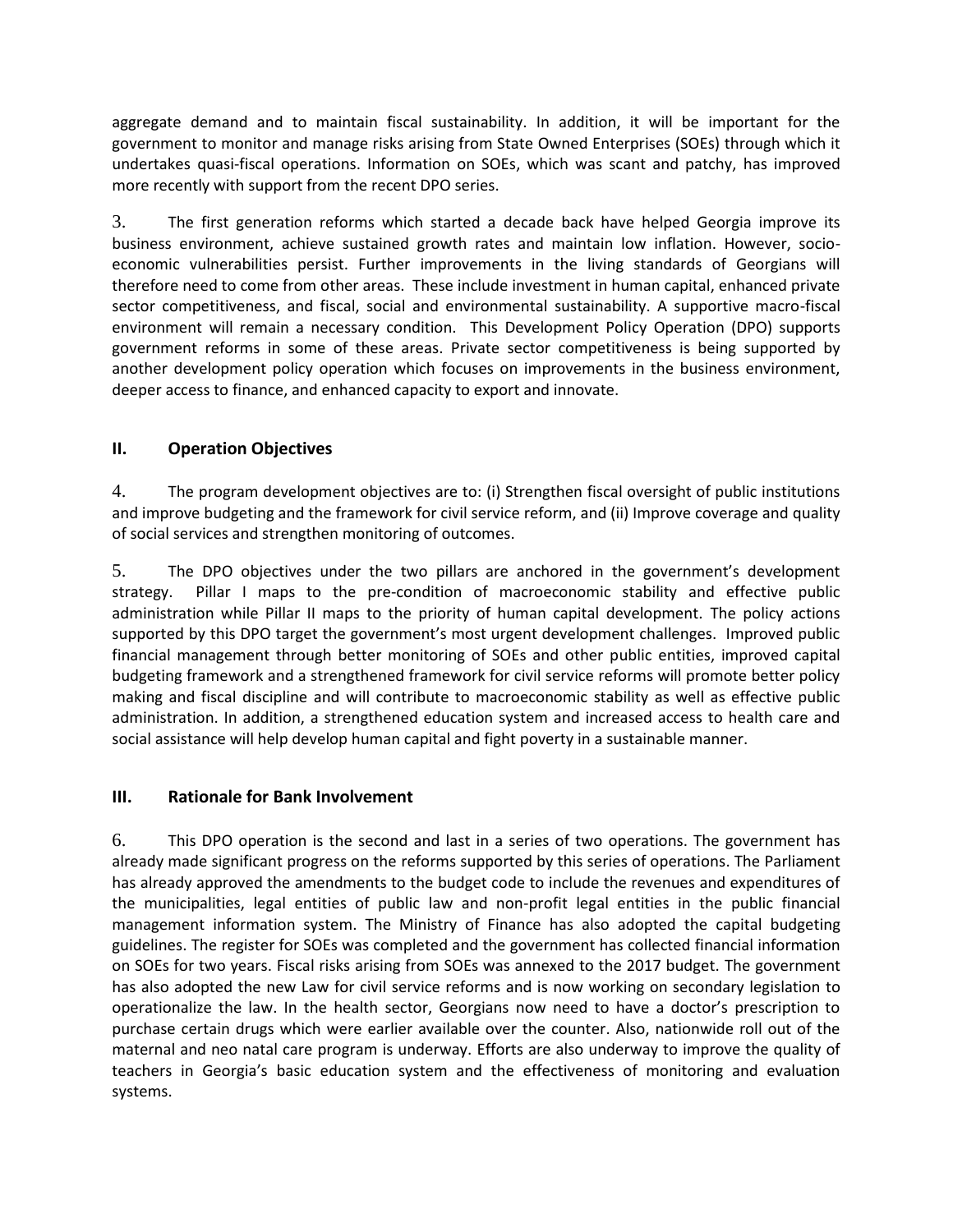aggregate demand and to maintain fiscal sustainability. In addition, it will be important for the government to monitor and manage risks arising from State Owned Enterprises (SOEs) through which it undertakes quasi-fiscal operations. Information on SOEs, which was scant and patchy, has improved more recently with support from the recent DPO series.

3. The first generation reforms which started a decade back have helped Georgia improve its business environment, achieve sustained growth rates and maintain low inflation. However, socio-economic vulnerabilities persist. Further improvements in the living standards of Georgians will therefore need to come from other areas. These include investment in human capital, enhanced private sector competitiveness, and fiscal, social and environmental sustainability. A supportive macro-fiscal environment will remain a necessary condition. This Development Policy Operation (DPO) supports government reforms in some of these areas. Private sector competitiveness is being supported by another development policy operation which focuses on improvements in the business environment, deeper access to finance, and enhanced capacity to export and innovate.

## II. Operation Objectives

4. The program development objectives are to: (i) Strengthen fiscal oversight of public institutions and improve budgeting and the framework for civil service reform, and (ii) Improve coverage and quality of social services and strengthen monitoring of outcomes.

5. The DPO objectives under the two pillars are anchored in the government's development strategy. Pillar I maps to the pre-condition of macroeconomic stability and effective public administration while Pillar II maps to the priority of human capital development. The policy actions supported by this DPO target the government's most urgent development challenges. Improved public financial management through better monitoring of SOEs and other public entities, improved capital budgeting framework and a strengthened framework for civil service reforms will promote better policy making and fiscal discipline and will contribute to macroeconomic stability as well as effective public administration. In addition, a strengthened education system and increased access to health care and social assistance will help develop human capital and fight poverty in a sustainable manner.

## III. Rationale for Bank Involvement

6. This DPO operation is the second and last in a series of two operations. The government has already made significant progress on the reforms supported by this series of operations. The Parliament has already approved the amendments to the budget code to include the revenues and expenditures of the municipalities, legal entities of public law and non-profit legal entities in the public financial management information system. The Ministry of Finance has also adopted the capital budgeting guidelines. The register for SOEs was completed and the government has collected financial information on SOEs for two years. Fiscal risks arising from SOEs was annexed to the 2017 budget. The government has also adopted the new Law for civil service reforms and is now working on secondary legislation to operationalize the law. In the health sector, Georgians now need to have a doctor's prescription to purchase certain drugs which were earlier available over the counter. Also, nationwide roll out of the maternal and neo natal care program is underway. Efforts are also underway to improve the quality of teachers in Georgia's basic education system and the effectiveness of monitoring and evaluation systems.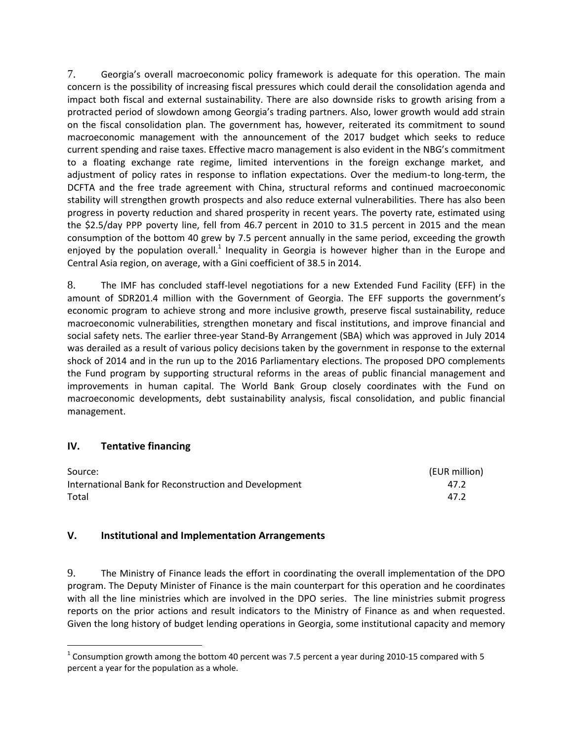7. Georgia's overall macroeconomic policy framework is adequate for this operation. The main concern is the possibility of increasing fiscal pressures which could derail the consolidation agenda and impact both fiscal and external sustainability. There are also downside risks to growth arising from a protracted period of slowdown among Georgia's trading partners. Also, lower growth would add strain on the fiscal consolidation plan. The government has, however, reiterated its commitment to sound macroeconomic management with the announcement of the 2017 budget which seeks to reduce current spending and raise taxes. Effective macro management is also evident in the NBG's commitment to a floating exchange rate regime, limited interventions in the foreign exchange market, and adjustment of policy rates in response to inflation expectations. Over the medium-to long-term, the DCFTA and the free trade agreement with China, structural reforms and continued macroeconomic stability will strengthen growth prospects and also reduce external vulnerabilities. There has also been progress in poverty reduction and shared prosperity in recent years. The poverty rate, estimated using the $2.5/day PPP poverty line, fell from 46.7 percent in 2010 to 31.5 percent in 2015 and the mean consumption of the bottom 40 grew by 7.5 percent annually in the same period, exceeding the growth enjoyed by the population overall.[1] Inequality in Georgia is however higher than in the Europe and Central Asia region, on average, with a Gini coefficient of 38.5 in 2014.

8. The IMF has concluded staff-level negotiations for a new Extended Fund Facility (EFF) in the amount of SDR201.4 million with the Government of Georgia. The EFF supports the government's economic program to achieve strong and more inclusive growth, preserve fiscal sustainability, reduce macroeconomic vulnerabilities, strengthen monetary and fiscal institutions, and improve financial and social safety nets. The earlier three-year Stand-By Arrangement (SBA) which was approved in July 2014 was derailed as a result of various policy decisions taken by the government in response to the external shock of 2014 and in the run up to the 2016 Parliamentary elections. The proposed DPO complements the Fund program by supporting structural reforms in the areas of public financial management and improvements in human capital. The World Bank Group closely coordinates with the Fund on macroeconomic developments, debt sustainability analysis, fiscal consolidation, and public financial management.

## IV. Tentative financing

| Source: | (EUR million) |
|---|---|
| International Bank for Reconstruction and Development | 47.2 |
| Total | 47.2 |

## V. Institutional and Implementation Arrangements

9. The Ministry of Finance leads the effort in coordinating the overall implementation of the DPO program. The Deputy Minister of Finance is the main counterpart for this operation and he coordinates with all the line ministries which are involved in the DPO series. The line ministries submit progress reports on the prior actions and result indicators to the Ministry of Finance as and when requested. Given the long history of budget lending operations in Georgia, some institutional capacity and memory

[1] Consumption growth among the bottom 40 percent was 7.5 percent a year during 2010-15 compared with 5 percent a year for the population as a whole.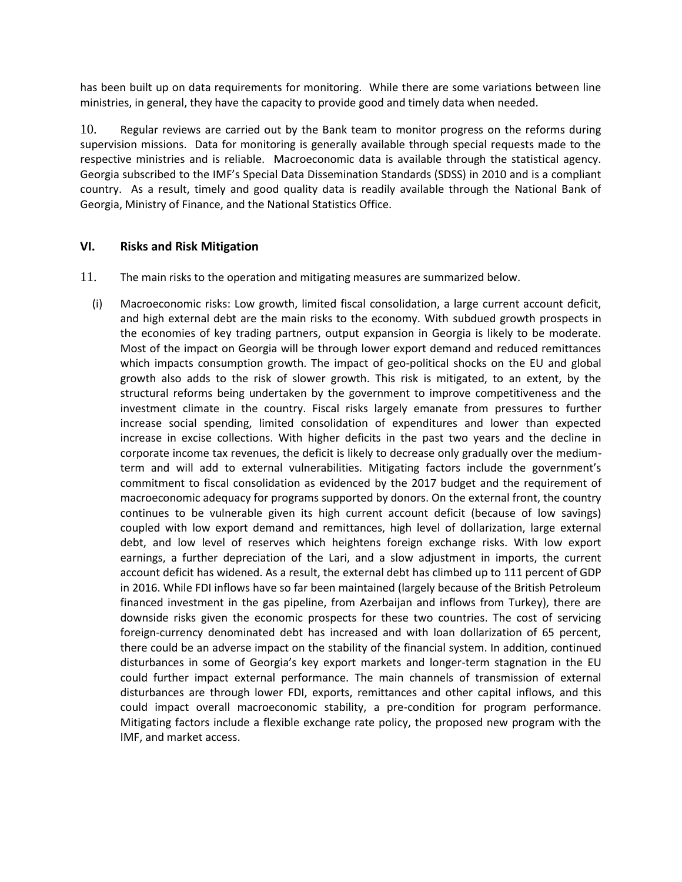has been built up on data requirements for monitoring. While there are some variations between line ministries, in general, they have the capacity to provide good and timely data when needed.

10. Regular reviews are carried out by the Bank team to monitor progress on the reforms during supervision missions. Data for monitoring is generally available through special requests made to the respective ministries and is reliable. Macroeconomic data is available through the statistical agency. Georgia subscribed to the IMF's Special Data Dissemination Standards (SDSS) in 2010 and is a compliant country. As a result, timely and good quality data is readily available through the National Bank of Georgia, Ministry of Finance, and the National Statistics Office.

## VI. Risks and Risk Mitigation

11. The main risks to the operation and mitigating measures are summarized below.

(i) Macroeconomic risks: Low growth, limited fiscal consolidation, a large current account deficit, and high external debt are the main risks to the economy. With subdued growth prospects in the economies of key trading partners, output expansion in Georgia is likely to be moderate. Most of the impact on Georgia will be through lower export demand and reduced remittances which impacts consumption growth. The impact of geo-political shocks on the EU and global growth also adds to the risk of slower growth. This risk is mitigated, to an extent, by the structural reforms being undertaken by the government to improve competitiveness and the investment climate in the country. Fiscal risks largely emanate from pressures to further increase social spending, limited consolidation of expenditures and lower than expected increase in excise collections. With higher deficits in the past two years and the decline in corporate income tax revenues, the deficit is likely to decrease only gradually over the medium-term and will add to external vulnerabilities. Mitigating factors include the government's commitment to fiscal consolidation as evidenced by the 2017 budget and the requirement of macroeconomic adequacy for programs supported by donors. On the external front, the country continues to be vulnerable given its high current account deficit (because of low savings) coupled with low export demand and remittances, high level of dollarization, large external debt, and low level of reserves which heightens foreign exchange risks. With low export earnings, a further depreciation of the Lari, and a slow adjustment in imports, the current account deficit has widened. As a result, the external debt has climbed up to 111 percent of GDP in 2016. While FDI inflows have so far been maintained (largely because of the British Petroleum financed investment in the gas pipeline, from Azerbaijan and inflows from Turkey), there are downside risks given the economic prospects for these two countries. The cost of servicing foreign-currency denominated debt has increased and with loan dollarization of 65 percent, there could be an adverse impact on the stability of the financial system. In addition, continued disturbances in some of Georgia's key export markets and longer-term stagnation in the EU could further impact external performance. The main channels of transmission of external disturbances are through lower FDI, exports, remittances and other capital inflows, and this could impact overall macroeconomic stability, a pre-condition for program performance. Mitigating factors include a flexible exchange rate policy, the proposed new program with the IMF, and market access.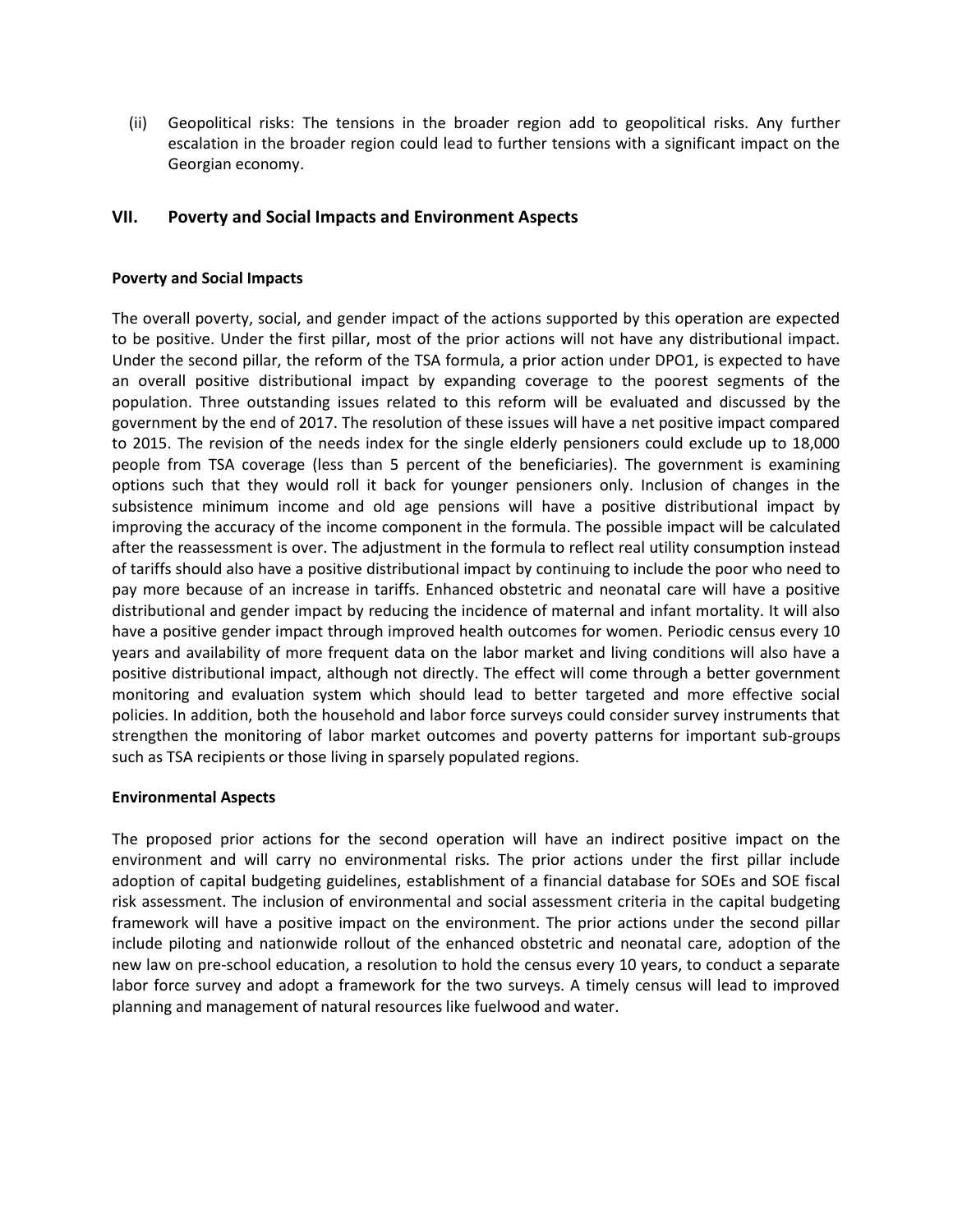(ii) Geopolitical risks: The tensions in the broader region add to geopolitical risks. Any further escalation in the broader region could lead to further tensions with a significant impact on the Georgian economy.

## VII. Poverty and Social Impacts and Environment Aspects

**Poverty and Social Impacts**

The overall poverty, social, and gender impact of the actions supported by this operation are expected to be positive. Under the first pillar, most of the prior actions will not have any distributional impact. Under the second pillar, the reform of the TSA formula, a prior action under DPO1, is expected to have an overall positive distributional impact by expanding coverage to the poorest segments of the population. Three outstanding issues related to this reform will be evaluated and discussed by the government by the end of 2017. The resolution of these issues will have a net positive impact compared to 2015. The revision of the needs index for the single elderly pensioners could exclude up to 18,000 people from TSA coverage (less than 5 percent of the beneficiaries). The government is examining options such that they would roll it back for younger pensioners only. Inclusion of changes in the subsistence minimum income and old age pensions will have a positive distributional impact by improving the accuracy of the income component in the formula. The possible impact will be calculated after the reassessment is over. The adjustment in the formula to reflect real utility consumption instead of tariffs should also have a positive distributional impact by continuing to include the poor who need to pay more because of an increase in tariffs. Enhanced obstetric and neonatal care will have a positive distributional and gender impact by reducing the incidence of maternal and infant mortality. It will also have a positive gender impact through improved health outcomes for women. Periodic census every 10 years and availability of more frequent data on the labor market and living conditions will also have a positive distributional impact, although not directly. The effect will come through a better government monitoring and evaluation system which should lead to better targeted and more effective social policies. In addition, both the household and labor force surveys could consider survey instruments that strengthen the monitoring of labor market outcomes and poverty patterns for important sub-groups such as TSA recipients or those living in sparsely populated regions.

**Environmental Aspects**

The proposed prior actions for the second operation will have an indirect positive impact on the environment and will carry no environmental risks. The prior actions under the first pillar include adoption of capital budgeting guidelines, establishment of a financial database for SOEs and SOE fiscal risk assessment. The inclusion of environmental and social assessment criteria in the capital budgeting framework will have a positive impact on the environment. The prior actions under the second pillar include piloting and nationwide rollout of the enhanced obstetric and neonatal care, adoption of the new law on pre-school education, a resolution to hold the census every 10 years, to conduct a separate labor force survey and adopt a framework for the two surveys. A timely census will lead to improved planning and management of natural resources like fuelwood and water.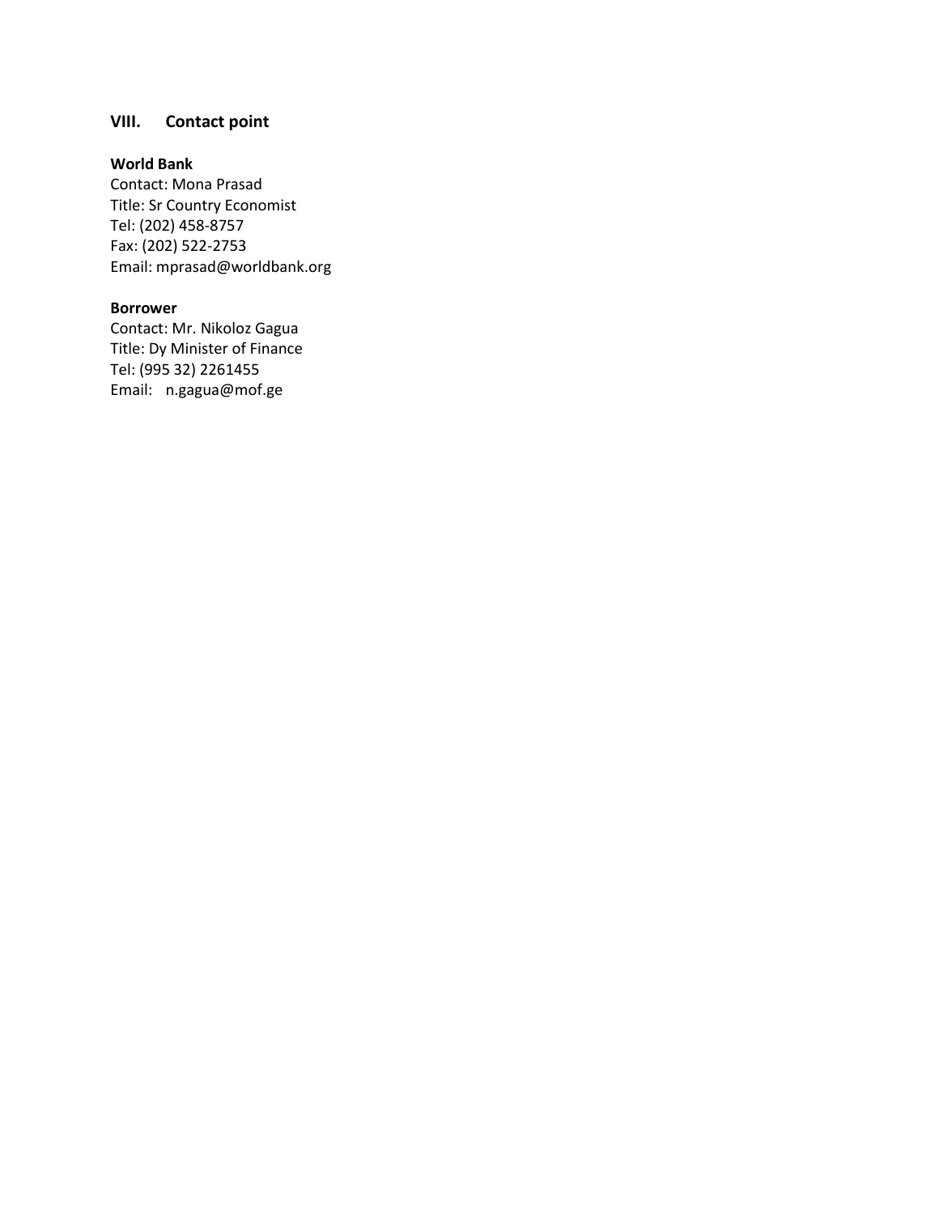## VIII. Contact point

**World Bank**
Contact: Mona Prasad
Title: Sr Country Economist
Tel: (202) 458-8757
Fax: (202) 522-2753
Email: mprasad@worldbank.org

**Borrower**
Contact: Mr. Nikoloz Gagua
Title: Dy Minister of Finance
Tel: (995 32) 2261455
Email: n.gagua@mof.ge